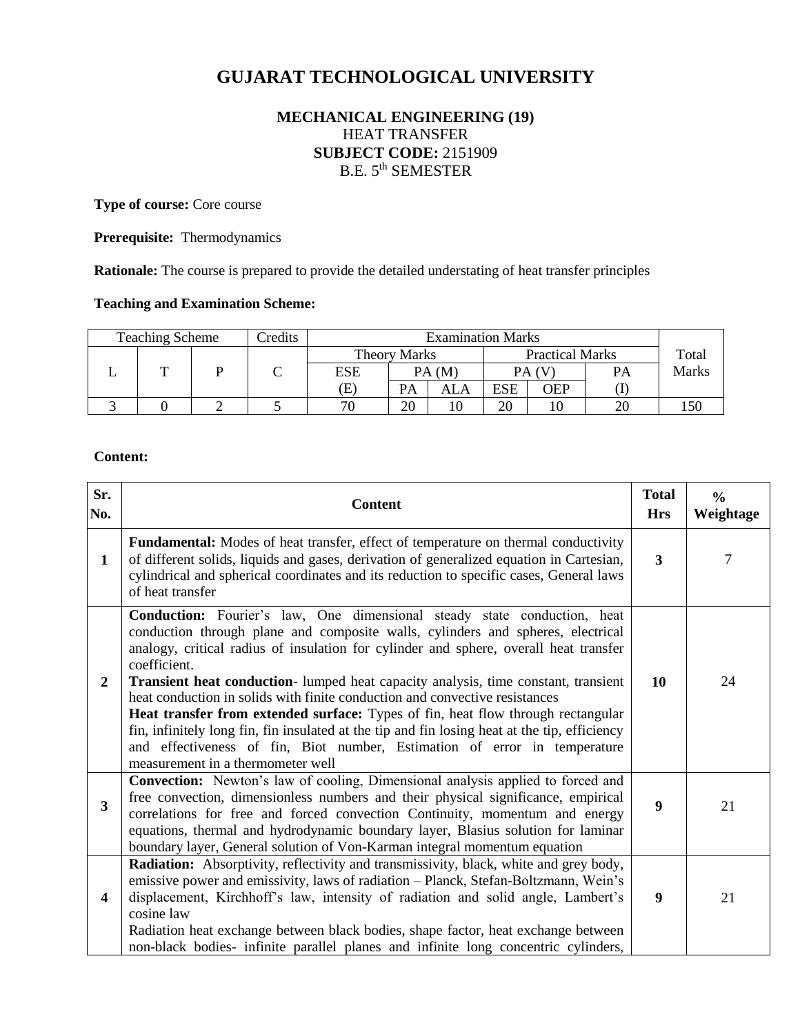# GUJARAT TECHNOLOGICAL UNIVERSITY

**MECHANICAL ENGINEERING (19)**
HEAT TRANSFER
**SUBJECT CODE:** 2151909
B.E. 5th SEMESTER

**Type of course:** Core course

**Prerequisite:** Thermodynamics

**Rationale:** The course is prepared to provide the detailed understating of heat transfer principles

**Teaching and Examination Scheme:**

| Teaching Scheme | | | Credits | Examination Marks | | | | | | Total Marks |
|---|---|---|---|---|---|---|---|---|---|---|
| | | | | Theory Marks | | | Practical Marks | | | |
| L | T | P | C | ESE | PA (M) | | PA (V) | | PA | |
| | | | | (E) | PA | ALA | ESE | OEP | (I) | |
| 3 | 0 | 2 | 5 | 70 | 20 | 10 | 20 | 10 | 20 | 150 |

**Content:**

| Sr. No. | Content | Total Hrs | % Weightage |
|---|---|---|---|
| 1 | **Fundamental:** Modes of heat transfer, effect of temperature on thermal conductivity of different solids, liquids and gases, derivation of generalized equation in Cartesian, cylindrical and spherical coordinates and its reduction to specific cases, General laws of heat transfer | 3 | 7 |
| 2 | **Conduction:** Fourier's law, One dimensional steady state conduction, heat conduction through plane and composite walls, cylinders and spheres, electrical analogy, critical radius of insulation for cylinder and sphere, overall heat transfer coefficient.<br>**Transient heat conduction**- lumped heat capacity analysis, time constant, transient heat conduction in solids with finite conduction and convective resistances<br>**Heat transfer from extended surface:** Types of fin, heat flow through rectangular fin, infinitely long fin, fin insulated at the tip and fin losing heat at the tip, efficiency and effectiveness of fin, Biot number, Estimation of error in temperature measurement in a thermometer well | 10 | 24 |
| 3 | **Convection:** Newton's law of cooling, Dimensional analysis applied to forced and free convection, dimensionless numbers and their physical significance, empirical correlations for free and forced convection Continuity, momentum and energy equations, thermal and hydrodynamic boundary layer, Blasius solution for laminar boundary layer, General solution of Von-Karman integral momentum equation | 9 | 21 |
| 4 | **Radiation:** Absorptivity, reflectivity and transmissivity, black, white and grey body, emissive power and emissivity, laws of radiation – Planck, Stefan-Boltzmann, Wein's displacement, Kirchhoff's law, intensity of radiation and solid angle, Lambert's cosine law<br>Radiation heat exchange between black bodies, shape factor, heat exchange between non-black bodies- infinite parallel planes and infinite long concentric cylinders, | 9 | 21 |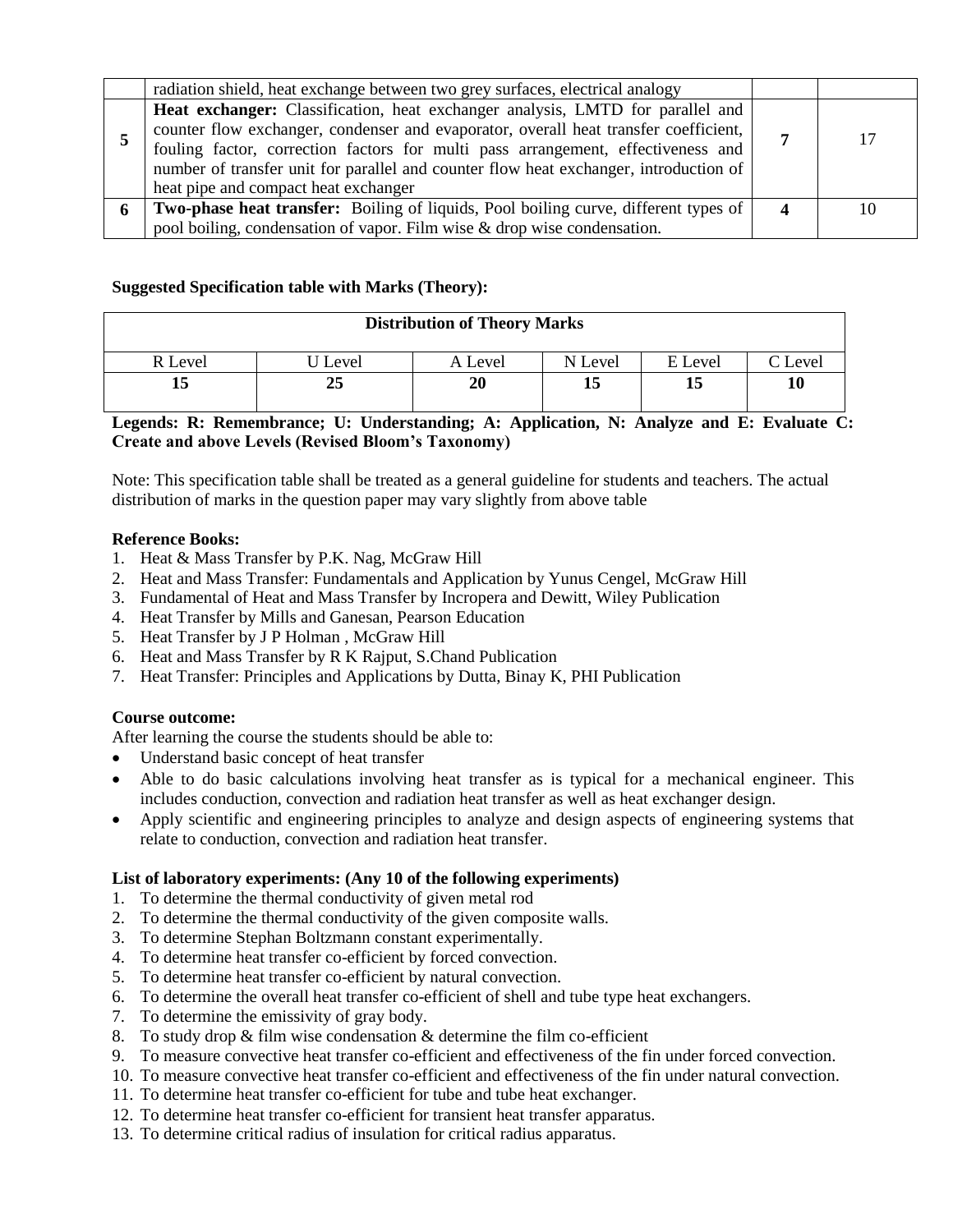|   |   |   |   |
|---|---|---|---|
|   | radiation shield, heat exchange between two grey surfaces, electrical analogy |   |   |
| **5** | **Heat exchanger:** Classification, heat exchanger analysis, LMTD for parallel and counter flow exchanger, condenser and evaporator, overall heat transfer coefficient, fouling factor, correction factors for multi pass arrangement, effectiveness and number of transfer unit for parallel and counter flow heat exchanger, introduction of heat pipe and compact heat exchanger | **7** | 17 |
| **6** | **Two-phase heat transfer:** Boiling of liquids, Pool boiling curve, different types of pool boiling, condensation of vapor. Film wise & drop wise condensation. | **4** | 10 |

**Suggested Specification table with Marks (Theory):**

| **Distribution of Theory Marks** | | | | | |
|---|---|---|---|---|---|
| R Level | U Level | A Level | N Level | E Level | C Level |
| **15** | **25** | **20** | **15** | **15** | **10** |

**Legends: R: Remembrance; U: Understanding; A: Application, N: Analyze and E: Evaluate C: Create and above Levels (Revised Bloom's Taxonomy)**

Note: This specification table shall be treated as a general guideline for students and teachers. The actual distribution of marks in the question paper may vary slightly from above table

**Reference Books:**

1. Heat & Mass Transfer by P.K. Nag, McGraw Hill
2. Heat and Mass Transfer: Fundamentals and Application by Yunus Cengel, McGraw Hill
3. Fundamental of Heat and Mass Transfer by Incropera and Dewitt, Wiley Publication
4. Heat Transfer by Mills and Ganesan, Pearson Education
5. Heat Transfer by J P Holman , McGraw Hill
6. Heat and Mass Transfer by R K Rajput, S.Chand Publication
7. Heat Transfer: Principles and Applications by Dutta, Binay K, PHI Publication

**Course outcome:**

After learning the course the students should be able to:

- Understand basic concept of heat transfer
- Able to do basic calculations involving heat transfer as is typical for a mechanical engineer. This includes conduction, convection and radiation heat transfer as well as heat exchanger design.
- Apply scientific and engineering principles to analyze and design aspects of engineering systems that relate to conduction, convection and radiation heat transfer.

**List of laboratory experiments: (Any 10 of the following experiments)**

1. To determine the thermal conductivity of given metal rod
2. To determine the thermal conductivity of the given composite walls.
3. To determine Stephan Boltzmann constant experimentally.
4. To determine heat transfer co-efficient by forced convection.
5. To determine heat transfer co-efficient by natural convection.
6. To determine the overall heat transfer co-efficient of shell and tube type heat exchangers.
7. To determine the emissivity of gray body.
8. To study drop & film wise condensation & determine the film co-efficient
9. To measure convective heat transfer co-efficient and effectiveness of the fin under forced convection.
10. To measure convective heat transfer co-efficient and effectiveness of the fin under natural convection.
11. To determine heat transfer co-efficient for tube and tube heat exchanger.
12. To determine heat transfer co-efficient for transient heat transfer apparatus.
13. To determine critical radius of insulation for critical radius apparatus.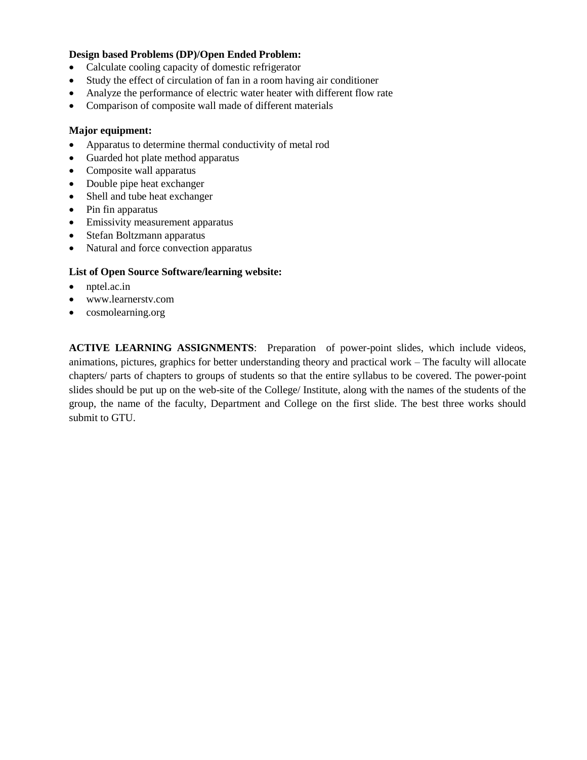**Design based Problems (DP)/Open Ended Problem:**

- Calculate cooling capacity of domestic refrigerator
- Study the effect of circulation of fan in a room having air conditioner
- Analyze the performance of electric water heater with different flow rate
- Comparison of composite wall made of different materials

**Major equipment:**

- Apparatus to determine thermal conductivity of metal rod
- Guarded hot plate method apparatus
- Composite wall apparatus
- Double pipe heat exchanger
- Shell and tube heat exchanger
- Pin fin apparatus
- Emissivity measurement apparatus
- Stefan Boltzmann apparatus
- Natural and force convection apparatus

**List of Open Source Software/learning website:**

- nptel.ac.in
- www.learnerstv.com
- cosmolearning.org

**ACTIVE LEARNING ASSIGNMENTS**: Preparation of power-point slides, which include videos, animations, pictures, graphics for better understanding theory and practical work – The faculty will allocate chapters/ parts of chapters to groups of students so that the entire syllabus to be covered. The power-point slides should be put up on the web-site of the College/ Institute, along with the names of the students of the group, the name of the faculty, Department and College on the first slide. The best three works should submit to GTU.